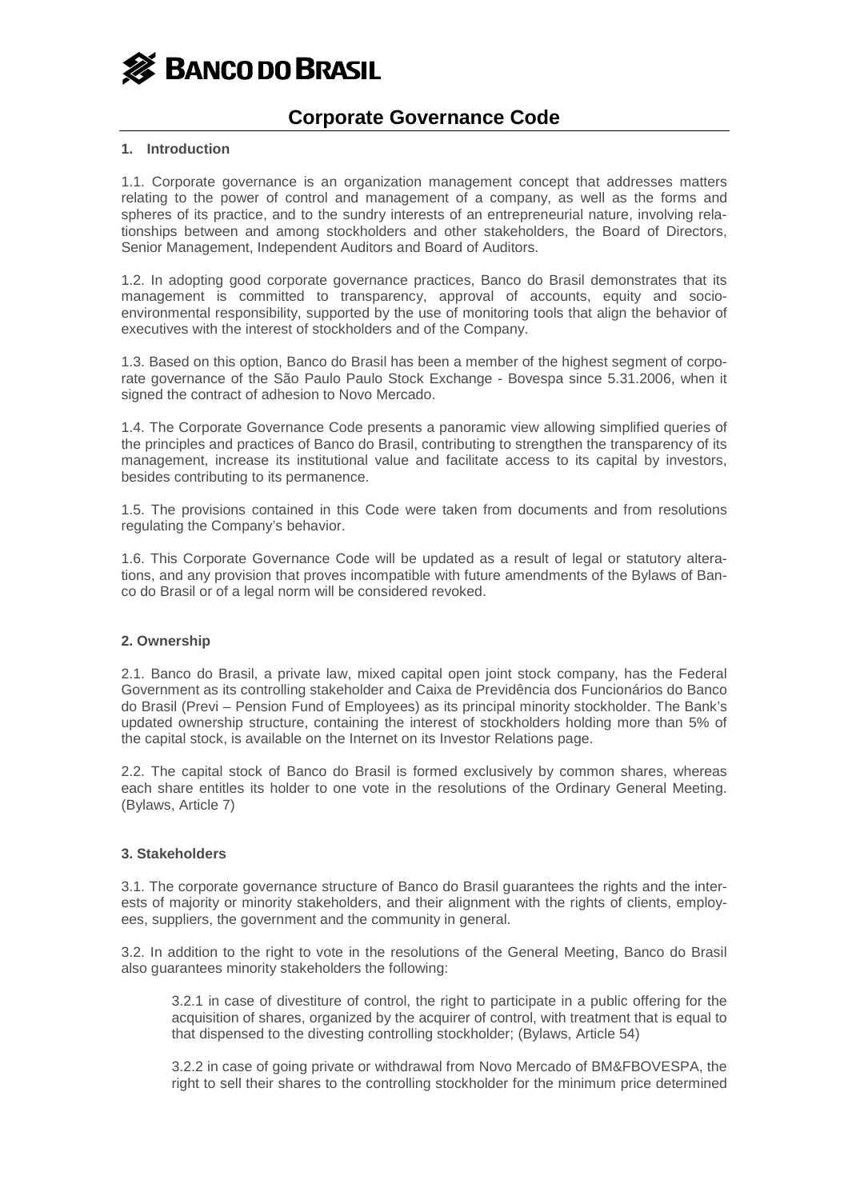# BANCO DO BRASIL

## Corporate Governance Code

### 1. Introduction

1.1. Corporate governance is an organization management concept that addresses matters relating to the power of control and management of a company, as well as the forms and spheres of its practice, and to the sundry interests of an entrepreneurial nature, involving relationships between and among stockholders and other stakeholders, the Board of Directors, Senior Management, Independent Auditors and Board of Auditors.

1.2. In adopting good corporate governance practices, Banco do Brasil demonstrates that its management is committed to transparency, approval of accounts, equity and socio-environmental responsibility, supported by the use of monitoring tools that align the behavior of executives with the interest of stockholders and of the Company.

1.3. Based on this option, Banco do Brasil has been a member of the highest segment of corporate governance of the São Paulo Paulo Stock Exchange - Bovespa since 5.31.2006, when it signed the contract of adhesion to Novo Mercado.

1.4. The Corporate Governance Code presents a panoramic view allowing simplified queries of the principles and practices of Banco do Brasil, contributing to strengthen the transparency of its management, increase its institutional value and facilitate access to its capital by investors, besides contributing to its permanence.

1.5. The provisions contained in this Code were taken from documents and from resolutions regulating the Company's behavior.

1.6. This Corporate Governance Code will be updated as a result of legal or statutory alterations, and any provision that proves incompatible with future amendments of the Bylaws of Banco do Brasil or of a legal norm will be considered revoked.

### 2. Ownership

2.1. Banco do Brasil, a private law, mixed capital open joint stock company, has the Federal Government as its controlling stakeholder and Caixa de Previdência dos Funcionários do Banco do Brasil (Previ – Pension Fund of Employees) as its principal minority stockholder. The Bank's updated ownership structure, containing the interest of stockholders holding more than 5% of the capital stock, is available on the Internet on its Investor Relations page.

2.2. The capital stock of Banco do Brasil is formed exclusively by common shares, whereas each share entitles its holder to one vote in the resolutions of the Ordinary General Meeting. (Bylaws, Article 7)

### 3. Stakeholders

3.1. The corporate governance structure of Banco do Brasil guarantees the rights and the interests of majority or minority stakeholders, and their alignment with the rights of clients, employees, suppliers, the government and the community in general.

3.2. In addition to the right to vote in the resolutions of the General Meeting, Banco do Brasil also guarantees minority stakeholders the following:

> 3.2.1 in case of divestiture of control, the right to participate in a public offering for the acquisition of shares, organized by the acquirer of control, with treatment that is equal to that dispensed to the divesting controlling stockholder; (Bylaws, Article 54)
>
> 3.2.2 in case of going private or withdrawal from Novo Mercado of BM&FBOVESPA, the right to sell their shares to the controlling stockholder for the minimum price determined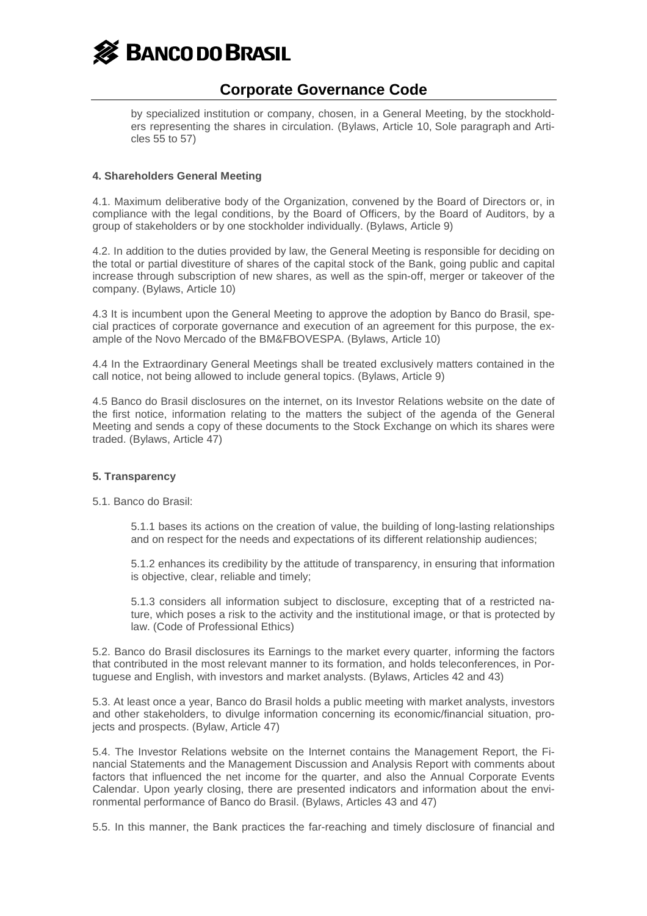by specialized institution or company, chosen, in a General Meeting, by the stockholders representing the shares in circulation. (Bylaws, Article 10, Sole paragraph and Articles 55 to 57)

#### 4. Shareholders General Meeting

4.1. Maximum deliberative body of the Organization, convened by the Board of Directors or, in compliance with the legal conditions, by the Board of Officers, by the Board of Auditors, by a group of stakeholders or by one stockholder individually. (Bylaws, Article 9)

4.2. In addition to the duties provided by law, the General Meeting is responsible for deciding on the total or partial divestiture of shares of the capital stock of the Bank, going public and capital increase through subscription of new shares, as well as the spin-off, merger or takeover of the company. (Bylaws, Article 10)

4.3 It is incumbent upon the General Meeting to approve the adoption by Banco do Brasil, special practices of corporate governance and execution of an agreement for this purpose, the example of the Novo Mercado of the BM&FBOVESPA. (Bylaws, Article 10)

4.4 In the Extraordinary General Meetings shall be treated exclusively matters contained in the call notice, not being allowed to include general topics. (Bylaws, Article 9)

4.5 Banco do Brasil disclosures on the internet, on its Investor Relations website on the date of the first notice, information relating to the matters the subject of the agenda of the General Meeting and sends a copy of these documents to the Stock Exchange on which its shares were traded. (Bylaws, Article 47)

#### 5. Transparency

5.1. Banco do Brasil:

5.1.1 bases its actions on the creation of value, the building of long-lasting relationships and on respect for the needs and expectations of its different relationship audiences;

5.1.2 enhances its credibility by the attitude of transparency, in ensuring that information is objective, clear, reliable and timely;

5.1.3 considers all information subject to disclosure, excepting that of a restricted nature, which poses a risk to the activity and the institutional image, or that is protected by law. (Code of Professional Ethics)

5.2. Banco do Brasil disclosures its Earnings to the market every quarter, informing the factors that contributed in the most relevant manner to its formation, and holds teleconferences, in Portuguese and English, with investors and market analysts. (Bylaws, Articles 42 and 43)

5.3. At least once a year, Banco do Brasil holds a public meeting with market analysts, investors and other stakeholders, to divulge information concerning its economic/financial situation, projects and prospects. (Bylaw, Article 47)

5.4. The Investor Relations website on the Internet contains the Management Report, the Financial Statements and the Management Discussion and Analysis Report with comments about factors that influenced the net income for the quarter, and also the Annual Corporate Events Calendar. Upon yearly closing, there are presented indicators and information about the environmental performance of Banco do Brasil. (Bylaws, Articles 43 and 47)

5.5. In this manner, the Bank practices the far-reaching and timely disclosure of financial and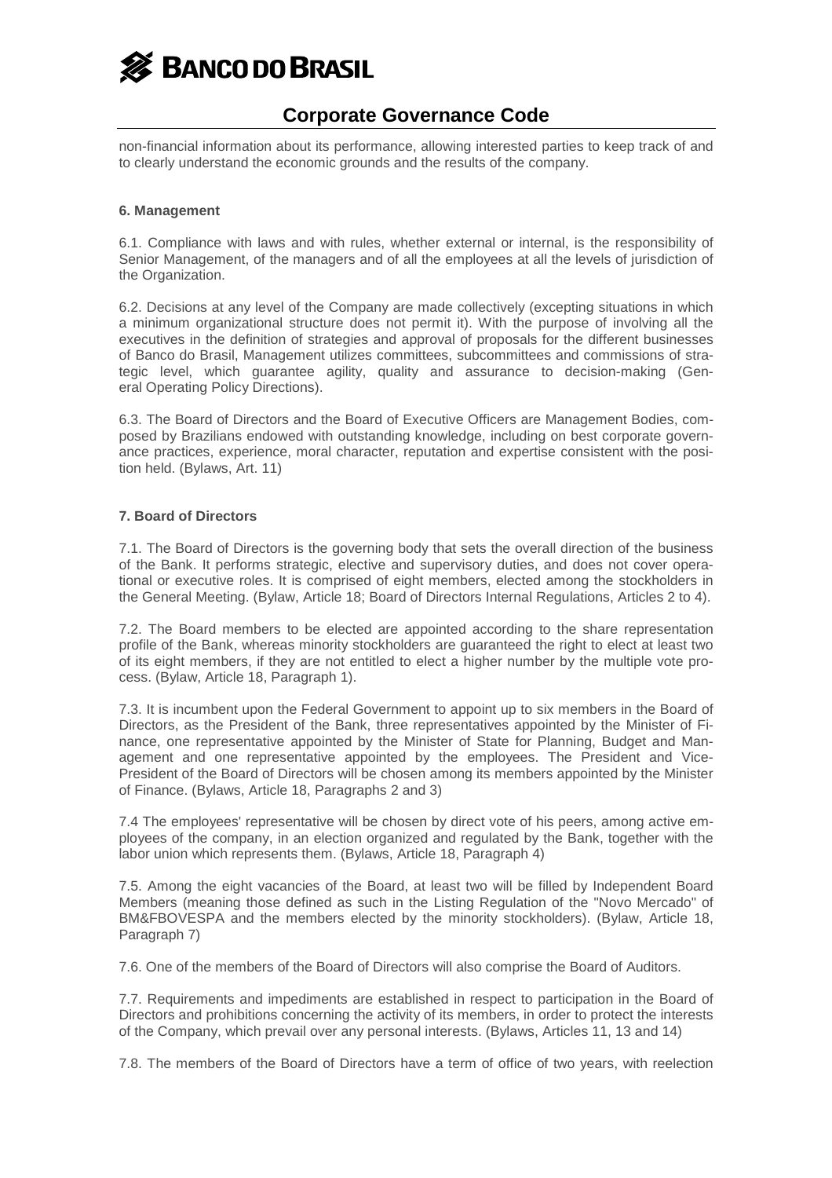non-financial information about its performance, allowing interested parties to keep track of and to clearly understand the economic grounds and the results of the company.

**6. Management**

6.1. Compliance with laws and with rules, whether external or internal, is the responsibility of Senior Management, of the managers and of all the employees at all the levels of jurisdiction of the Organization.

6.2. Decisions at any level of the Company are made collectively (excepting situations in which a minimum organizational structure does not permit it). With the purpose of involving all the executives in the definition of strategies and approval of proposals for the different businesses of Banco do Brasil, Management utilizes committees, subcommittees and commissions of strategic level, which guarantee agility, quality and assurance to decision-making (General Operating Policy Directions).

6.3. The Board of Directors and the Board of Executive Officers are Management Bodies, composed by Brazilians endowed with outstanding knowledge, including on best corporate governance practices, experience, moral character, reputation and expertise consistent with the position held. (Bylaws, Art. 11)

**7. Board of Directors**

7.1. The Board of Directors is the governing body that sets the overall direction of the business of the Bank. It performs strategic, elective and supervisory duties, and does not cover operational or executive roles. It is comprised of eight members, elected among the stockholders in the General Meeting. (Bylaw, Article 18; Board of Directors Internal Regulations, Articles 2 to 4).

7.2. The Board members to be elected are appointed according to the share representation profile of the Bank, whereas minority stockholders are guaranteed the right to elect at least two of its eight members, if they are not entitled to elect a higher number by the multiple vote process. (Bylaw, Article 18, Paragraph 1).

7.3. It is incumbent upon the Federal Government to appoint up to six members in the Board of Directors, as the President of the Bank, three representatives appointed by the Minister of Finance, one representative appointed by the Minister of State for Planning, Budget and Management and one representative appointed by the employees. The President and Vice-President of the Board of Directors will be chosen among its members appointed by the Minister of Finance. (Bylaws, Article 18, Paragraphs 2 and 3)

7.4 The employees' representative will be chosen by direct vote of his peers, among active employees of the company, in an election organized and regulated by the Bank, together with the labor union which represents them. (Bylaws, Article 18, Paragraph 4)

7.5. Among the eight vacancies of the Board, at least two will be filled by Independent Board Members (meaning those defined as such in the Listing Regulation of the "Novo Mercado" of BM&FBOVESPA and the members elected by the minority stockholders). (Bylaw, Article 18, Paragraph 7)

7.6. One of the members of the Board of Directors will also comprise the Board of Auditors.

7.7. Requirements and impediments are established in respect to participation in the Board of Directors and prohibitions concerning the activity of its members, in order to protect the interests of the Company, which prevail over any personal interests. (Bylaws, Articles 11, 13 and 14)

7.8. The members of the Board of Directors have a term of office of two years, with reelection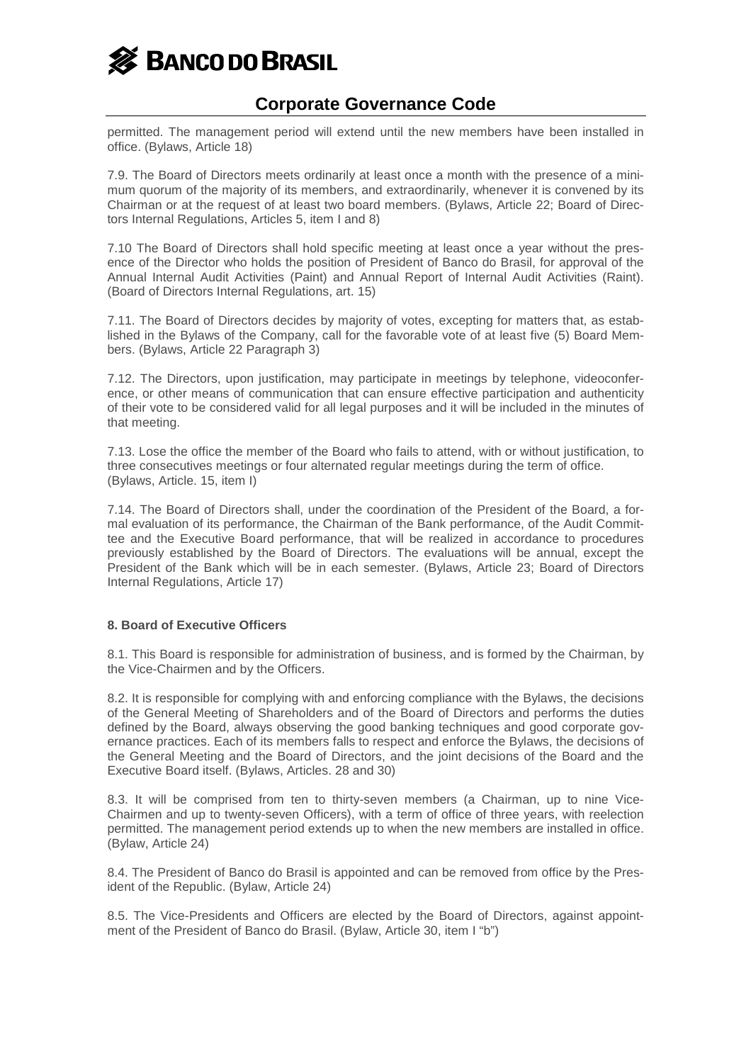permitted. The management period will extend until the new members have been installed in office. (Bylaws, Article 18)

7.9. The Board of Directors meets ordinarily at least once a month with the presence of a minimum quorum of the majority of its members, and extraordinarily, whenever it is convened by its Chairman or at the request of at least two board members. (Bylaws, Article 22; Board of Directors Internal Regulations, Articles 5, item I and 8)

7.10 The Board of Directors shall hold specific meeting at least once a year without the presence of the Director who holds the position of President of Banco do Brasil, for approval of the Annual Internal Audit Activities (Paint) and Annual Report of Internal Audit Activities (Raint). (Board of Directors Internal Regulations, art. 15)

7.11. The Board of Directors decides by majority of votes, excepting for matters that, as established in the Bylaws of the Company, call for the favorable vote of at least five (5) Board Members. (Bylaws, Article 22 Paragraph 3)

7.12. The Directors, upon justification, may participate in meetings by telephone, videoconference, or other means of communication that can ensure effective participation and authenticity of their vote to be considered valid for all legal purposes and it will be included in the minutes of that meeting.

7.13. Lose the office the member of the Board who fails to attend, with or without justification, to three consecutives meetings or four alternated regular meetings during the term of office. (Bylaws, Article. 15, item I)

7.14. The Board of Directors shall, under the coordination of the President of the Board, a formal evaluation of its performance, the Chairman of the Bank performance, of the Audit Committee and the Executive Board performance, that will be realized in accordance to procedures previously established by the Board of Directors. The evaluations will be annual, except the President of the Bank which will be in each semester. (Bylaws, Article 23; Board of Directors Internal Regulations, Article 17)

**8. Board of Executive Officers**

8.1. This Board is responsible for administration of business, and is formed by the Chairman, by the Vice-Chairmen and by the Officers.

8.2. It is responsible for complying with and enforcing compliance with the Bylaws, the decisions of the General Meeting of Shareholders and of the Board of Directors and performs the duties defined by the Board, always observing the good banking techniques and good corporate governance practices. Each of its members falls to respect and enforce the Bylaws, the decisions of the General Meeting and the Board of Directors, and the joint decisions of the Board and the Executive Board itself. (Bylaws, Articles. 28 and 30)

8.3. It will be comprised from ten to thirty-seven members (a Chairman, up to nine Vice-Chairmen and up to twenty-seven Officers), with a term of office of three years, with reelection permitted. The management period extends up to when the new members are installed in office. (Bylaw, Article 24)

8.4. The President of Banco do Brasil is appointed and can be removed from office by the President of the Republic. (Bylaw, Article 24)

8.5. The Vice-Presidents and Officers are elected by the Board of Directors, against appointment of the President of Banco do Brasil. (Bylaw, Article 30, item I "b")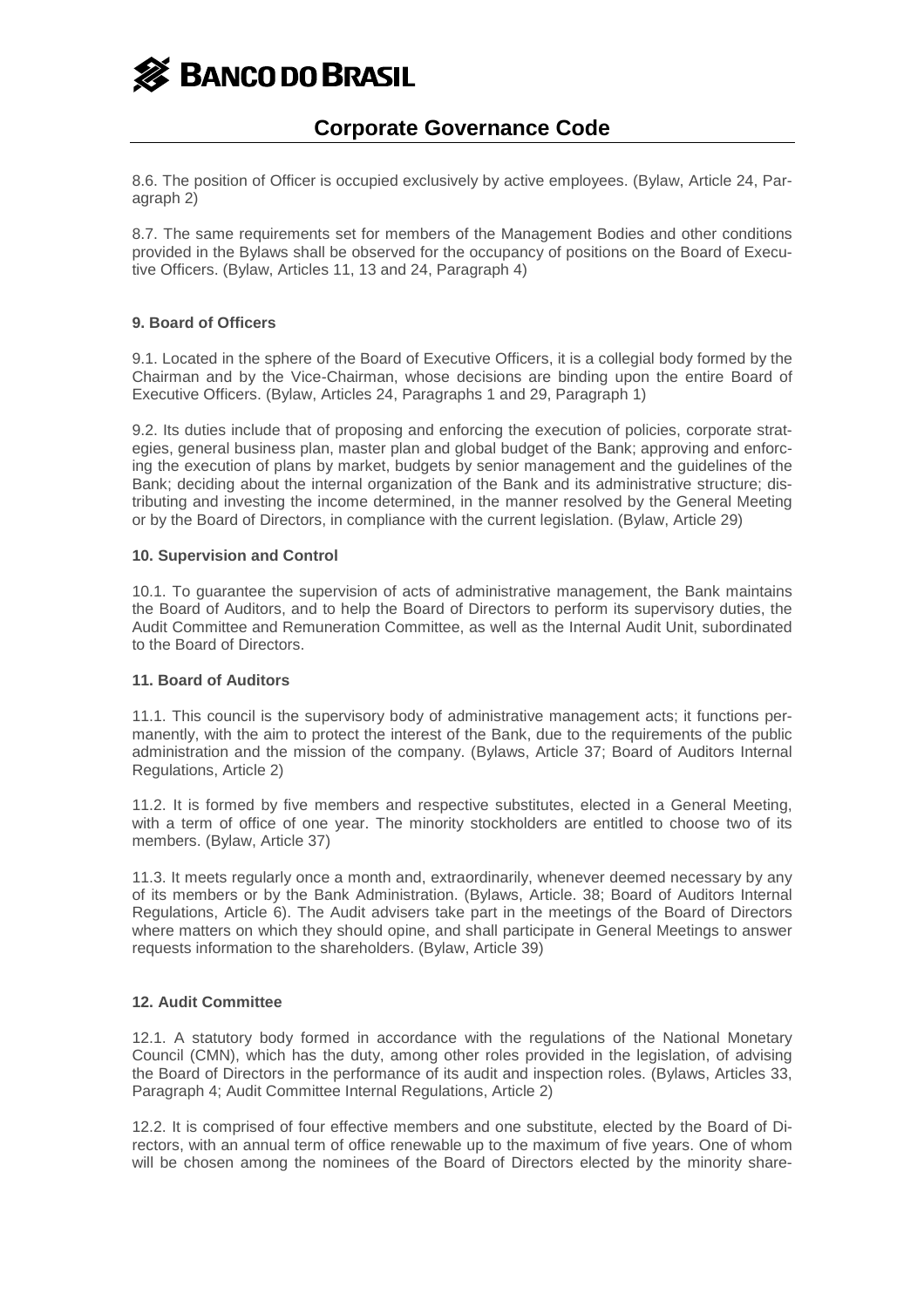8.6. The position of Officer is occupied exclusively by active employees. (Bylaw, Article 24, Paragraph 2)

8.7. The same requirements set for members of the Management Bodies and other conditions provided in the Bylaws shall be observed for the occupancy of positions on the Board of Executive Officers. (Bylaw, Articles 11, 13 and 24, Paragraph 4)

### 9. Board of Officers

9.1. Located in the sphere of the Board of Executive Officers, it is a collegial body formed by the Chairman and by the Vice-Chairman, whose decisions are binding upon the entire Board of Executive Officers. (Bylaw, Articles 24, Paragraphs 1 and 29, Paragraph 1)

9.2. Its duties include that of proposing and enforcing the execution of policies, corporate strategies, general business plan, master plan and global budget of the Bank; approving and enforcing the execution of plans by market, budgets by senior management and the guidelines of the Bank; deciding about the internal organization of the Bank and its administrative structure; distributing and investing the income determined, in the manner resolved by the General Meeting or by the Board of Directors, in compliance with the current legislation. (Bylaw, Article 29)

### 10. Supervision and Control

10.1. To guarantee the supervision of acts of administrative management, the Bank maintains the Board of Auditors, and to help the Board of Directors to perform its supervisory duties, the Audit Committee and Remuneration Committee, as well as the Internal Audit Unit, subordinated to the Board of Directors.

### 11. Board of Auditors

11.1. This council is the supervisory body of administrative management acts; it functions permanently, with the aim to protect the interest of the Bank, due to the requirements of the public administration and the mission of the company. (Bylaws, Article 37; Board of Auditors Internal Regulations, Article 2)

11.2. It is formed by five members and respective substitutes, elected in a General Meeting, with a term of office of one year. The minority stockholders are entitled to choose two of its members. (Bylaw, Article 37)

11.3. It meets regularly once a month and, extraordinarily, whenever deemed necessary by any of its members or by the Bank Administration. (Bylaws, Article. 38; Board of Auditors Internal Regulations, Article 6). The Audit advisers take part in the meetings of the Board of Directors where matters on which they should opine, and shall participate in General Meetings to answer requests information to the shareholders. (Bylaw, Article 39)

### 12. Audit Committee

12.1. A statutory body formed in accordance with the regulations of the National Monetary Council (CMN), which has the duty, among other roles provided in the legislation, of advising the Board of Directors in the performance of its audit and inspection roles. (Bylaws, Articles 33, Paragraph 4; Audit Committee Internal Regulations, Article 2)

12.2. It is comprised of four effective members and one substitute, elected by the Board of Directors, with an annual term of office renewable up to the maximum of five years. One of whom will be chosen among the nominees of the Board of Directors elected by the minority share-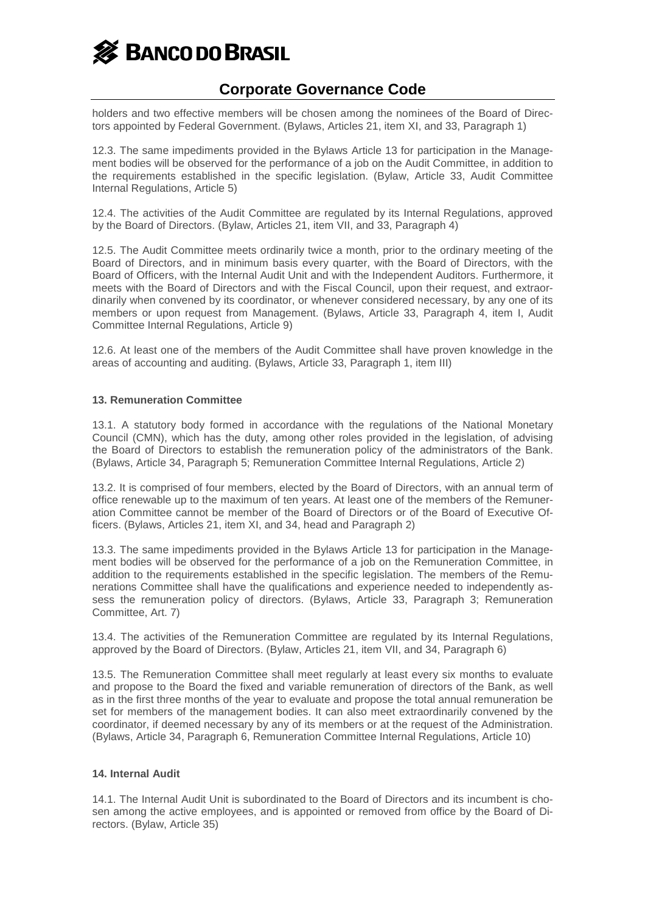holders and two effective members will be chosen among the nominees of the Board of Directors appointed by Federal Government. (Bylaws, Articles 21, item XI, and 33, Paragraph 1)

12.3. The same impediments provided in the Bylaws Article 13 for participation in the Management bodies will be observed for the performance of a job on the Audit Committee, in addition to the requirements established in the specific legislation. (Bylaw, Article 33, Audit Committee Internal Regulations, Article 5)

12.4. The activities of the Audit Committee are regulated by its Internal Regulations, approved by the Board of Directors. (Bylaw, Articles 21, item VII, and 33, Paragraph 4)

12.5. The Audit Committee meets ordinarily twice a month, prior to the ordinary meeting of the Board of Directors, and in minimum basis every quarter, with the Board of Directors, with the Board of Officers, with the Internal Audit Unit and with the Independent Auditors. Furthermore, it meets with the Board of Directors and with the Fiscal Council, upon their request, and extraordinarily when convened by its coordinator, or whenever considered necessary, by any one of its members or upon request from Management. (Bylaws, Article 33, Paragraph 4, item I, Audit Committee Internal Regulations, Article 9)

12.6. At least one of the members of the Audit Committee shall have proven knowledge in the areas of accounting and auditing. (Bylaws, Article 33, Paragraph 1, item III)

## 13. Remuneration Committee

13.1. A statutory body formed in accordance with the regulations of the National Monetary Council (CMN), which has the duty, among other roles provided in the legislation, of advising the Board of Directors to establish the remuneration policy of the administrators of the Bank. (Bylaws, Article 34, Paragraph 5; Remuneration Committee Internal Regulations, Article 2)

13.2. It is comprised of four members, elected by the Board of Directors, with an annual term of office renewable up to the maximum of ten years. At least one of the members of the Remuneration Committee cannot be member of the Board of Directors or of the Board of Executive Officers. (Bylaws, Articles 21, item XI, and 34, head and Paragraph 2)

13.3. The same impediments provided in the Bylaws Article 13 for participation in the Management bodies will be observed for the performance of a job on the Remuneration Committee, in addition to the requirements established in the specific legislation. The members of the Remunerations Committee shall have the qualifications and experience needed to independently assess the remuneration policy of directors. (Bylaws, Article 33, Paragraph 3; Remuneration Committee, Art. 7)

13.4. The activities of the Remuneration Committee are regulated by its Internal Regulations, approved by the Board of Directors. (Bylaw, Articles 21, item VII, and 34, Paragraph 6)

13.5. The Remuneration Committee shall meet regularly at least every six months to evaluate and propose to the Board the fixed and variable remuneration of directors of the Bank, as well as in the first three months of the year to evaluate and propose the total annual remuneration be set for members of the management bodies. It can also meet extraordinarily convened by the coordinator, if deemed necessary by any of its members or at the request of the Administration. (Bylaws, Article 34, Paragraph 6, Remuneration Committee Internal Regulations, Article 10)

## 14. Internal Audit

14.1. The Internal Audit Unit is subordinated to the Board of Directors and its incumbent is chosen among the active employees, and is appointed or removed from office by the Board of Directors. (Bylaw, Article 35)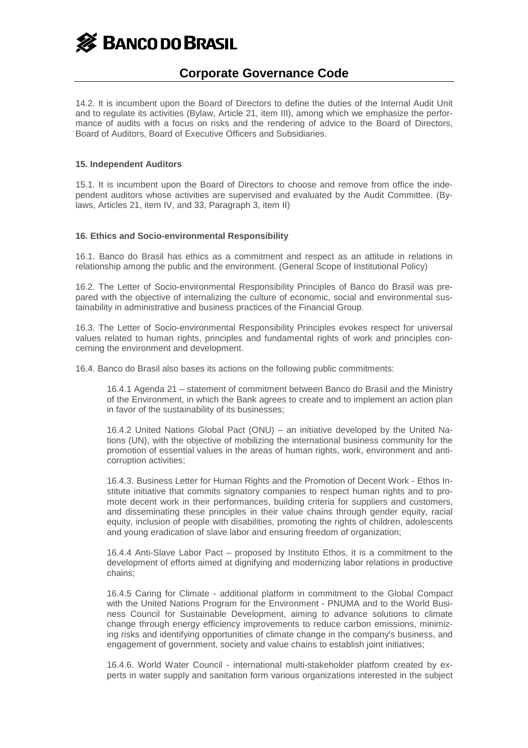14.2. It is incumbent upon the Board of Directors to define the duties of the Internal Audit Unit and to regulate its activities (Bylaw, Article 21, item III), among which we emphasize the performance of audits with a focus on risks and the rendering of advice to the Board of Directors, Board of Auditors, Board of Executive Officers and Subsidiaries.

**15. Independent Auditors**

15.1. It is incumbent upon the Board of Directors to choose and remove from office the independent auditors whose activities are supervised and evaluated by the Audit Committee. (Bylaws, Articles 21, item IV, and 33, Paragraph 3, item II)

**16. Ethics and Socio-environmental Responsibility**

16.1. Banco do Brasil has ethics as a commitment and respect as an attitude in relations in relationship among the public and the environment. (General Scope of Institutional Policy)

16.2. The Letter of Socio-environmental Responsibility Principles of Banco do Brasil was prepared with the objective of internalizing the culture of economic, social and environmental sustainability in administrative and business practices of the Financial Group.

16.3. The Letter of Socio-environmental Responsibility Principles evokes respect for universal values related to human rights, principles and fundamental rights of work and principles concerning the environment and development.

16.4. Banco do Brasil also bases its actions on the following public commitments:

> 16.4.1 Agenda 21 – statement of commitment between Banco do Brasil and the Ministry of the Environment, in which the Bank agrees to create and to implement an action plan in favor of the sustainability of its businesses;
>
> 16.4.2 United Nations Global Pact (ONU) – an initiative developed by the United Nations (UN), with the objective of mobilizing the international business community for the promotion of essential values in the areas of human rights, work, environment and anti-corruption activities;
>
> 16.4.3. Business Letter for Human Rights and the Promotion of Decent Work - Ethos Institute initiative that commits signatory companies to respect human rights and to promote decent work in their performances, building criteria for suppliers and customers, and disseminating these principles in their value chains through gender equity, racial equity, inclusion of people with disabilities, promoting the rights of children, adolescents and young eradication of slave labor and ensuring freedom of organization;
>
> 16.4.4 Anti-Slave Labor Pact – proposed by Instituto Ethos, it is a commitment to the development of efforts aimed at dignifying and modernizing labor relations in productive chains;
>
> 16.4.5 Caring for Climate - additional platform in commitment to the Global Compact with the United Nations Program for the Environment - PNUMA and to the World Business Council for Sustainable Development, aiming to advance solutions to climate change through energy efficiency improvements to reduce carbon emissions, minimizing risks and identifying opportunities of climate change in the company's business, and engagement of government, society and value chains to establish joint initiatives;
>
> 16.4.6. World Water Council - international multi-stakeholder platform created by experts in water supply and sanitation form various organizations interested in the subject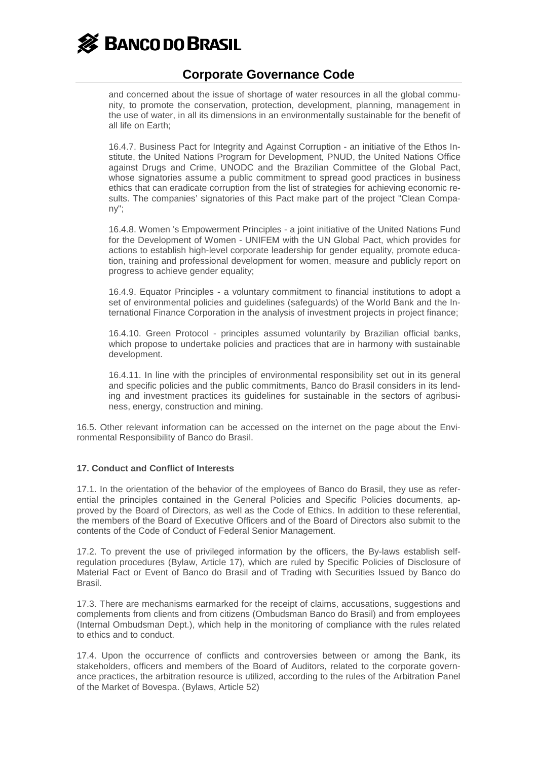and concerned about the issue of shortage of water resources in all the global community, to promote the conservation, protection, development, planning, management in the use of water, in all its dimensions in an environmentally sustainable for the benefit of all life on Earth;

16.4.7. Business Pact for Integrity and Against Corruption - an initiative of the Ethos Institute, the United Nations Program for Development, PNUD, the United Nations Office against Drugs and Crime, UNODC and the Brazilian Committee of the Global Pact, whose signatories assume a public commitment to spread good practices in business ethics that can eradicate corruption from the list of strategies for achieving economic results. The companies' signatories of this Pact make part of the project "Clean Company";

16.4.8. Women 's Empowerment Principles - a joint initiative of the United Nations Fund for the Development of Women - UNIFEM with the UN Global Pact, which provides for actions to establish high-level corporate leadership for gender equality, promote education, training and professional development for women, measure and publicly report on progress to achieve gender equality;

16.4.9. Equator Principles - a voluntary commitment to financial institutions to adopt a set of environmental policies and guidelines (safeguards) of the World Bank and the International Finance Corporation in the analysis of investment projects in project finance;

16.4.10. Green Protocol - principles assumed voluntarily by Brazilian official banks, which propose to undertake policies and practices that are in harmony with sustainable development.

16.4.11. In line with the principles of environmental responsibility set out in its general and specific policies and the public commitments, Banco do Brasil considers in its lending and investment practices its guidelines for sustainable in the sectors of agribusiness, energy, construction and mining.

16.5. Other relevant information can be accessed on the internet on the page about the Environmental Responsibility of Banco do Brasil.

**17. Conduct and Conflict of Interests**

17.1. In the orientation of the behavior of the employees of Banco do Brasil, they use as referential the principles contained in the General Policies and Specific Policies documents, approved by the Board of Directors, as well as the Code of Ethics. In addition to these referential, the members of the Board of Executive Officers and of the Board of Directors also submit to the contents of the Code of Conduct of Federal Senior Management.

17.2. To prevent the use of privileged information by the officers, the By-laws establish self-regulation procedures (Bylaw, Article 17), which are ruled by Specific Policies of Disclosure of Material Fact or Event of Banco do Brasil and of Trading with Securities Issued by Banco do Brasil.

17.3. There are mechanisms earmarked for the receipt of claims, accusations, suggestions and complements from clients and from citizens (Ombudsman Banco do Brasil) and from employees (Internal Ombudsman Dept.), which help in the monitoring of compliance with the rules related to ethics and to conduct.

17.4. Upon the occurrence of conflicts and controversies between or among the Bank, its stakeholders, officers and members of the Board of Auditors, related to the corporate governance practices, the arbitration resource is utilized, according to the rules of the Arbitration Panel of the Market of Bovespa. (Bylaws, Article 52)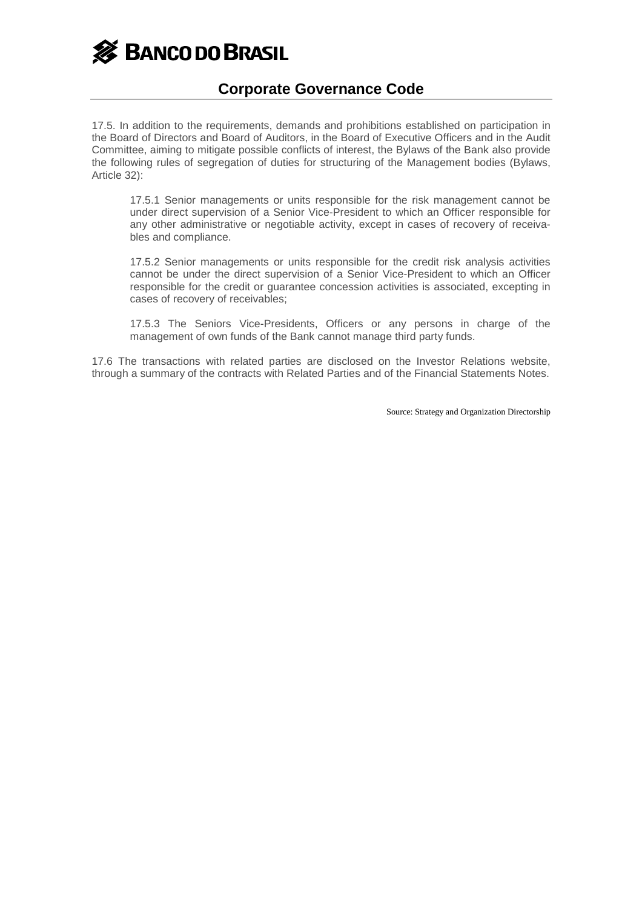17.5. In addition to the requirements, demands and prohibitions established on participation in the Board of Directors and Board of Auditors, in the Board of Executive Officers and in the Audit Committee, aiming to mitigate possible conflicts of interest, the Bylaws of the Bank also provide the following rules of segregation of duties for structuring of the Management bodies (Bylaws, Article 32):

17.5.1 Senior managements or units responsible for the risk management cannot be under direct supervision of a Senior Vice-President to which an Officer responsible for any other administrative or negotiable activity, except in cases of recovery of receivables and compliance.

17.5.2 Senior managements or units responsible for the credit risk analysis activities cannot be under the direct supervision of a Senior Vice-President to which an Officer responsible for the credit or guarantee concession activities is associated, excepting in cases of recovery of receivables;

17.5.3 The Seniors Vice-Presidents, Officers or any persons in charge of the management of own funds of the Bank cannot manage third party funds.

17.6 The transactions with related parties are disclosed on the Investor Relations website, through a summary of the contracts with Related Parties and of the Financial Statements Notes.

Source: Strategy and Organization Directorship